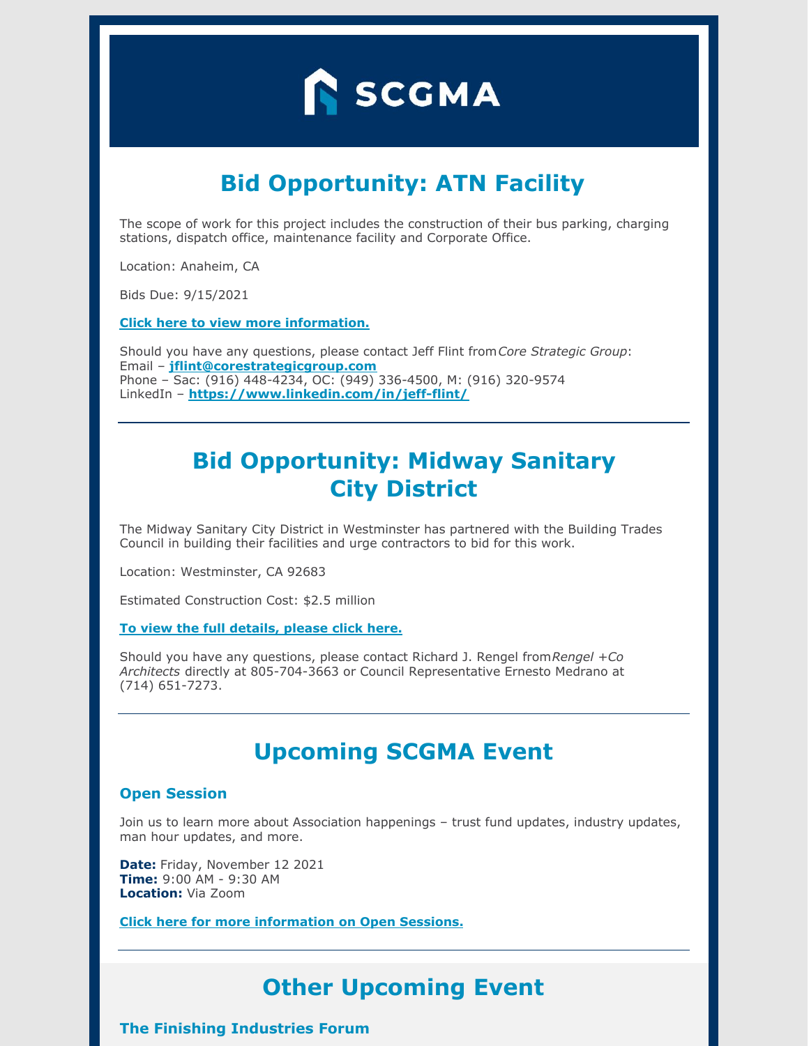SCGMA

## Bid Opportunity: ATN Facility

The scope of work for this project includes the construction of their bus parking, charging stations, dispatch office, maintenance facility and Corporate Office.

Location: Anaheim, CA

Bids Due: 9/15/2021

**Click here to view more information.**

Should you have any questions, please contact Jeff Flint from *Core Strategic Group*:
Email – **jflint@corestrategicgroup.com**
Phone – Sac: (916) 448-4234, OC: (949) 336-4500, M: (916) 320-9574
LinkedIn – **https://www.linkedin.com/in/jeff-flint/**

---

## Bid Opportunity: Midway Sanitary City District

The Midway Sanitary City District in Westminster has partnered with the Building Trades Council in building their facilities and urge contractors to bid for this work.

Location: Westminster, CA 92683

Estimated Construction Cost: $2.5 million

**To view the full details, please click here.**

Should you have any questions, please contact Richard J. Rengel from *Rengel +Co Architects* directly at 805-704-3663 or Council Representative Ernesto Medrano at (714) 651-7273.

---

## Upcoming SCGMA Event

### Open Session

Join us to learn more about Association happenings – trust fund updates, industry updates, man hour updates, and more.

**Date:** Friday, November 12 2021
**Time:** 9:00 AM - 9:30 AM
**Location:** Via Zoom

**Click here for more information on Open Sessions.**

---

## Other Upcoming Event

### The Finishing Industries Forum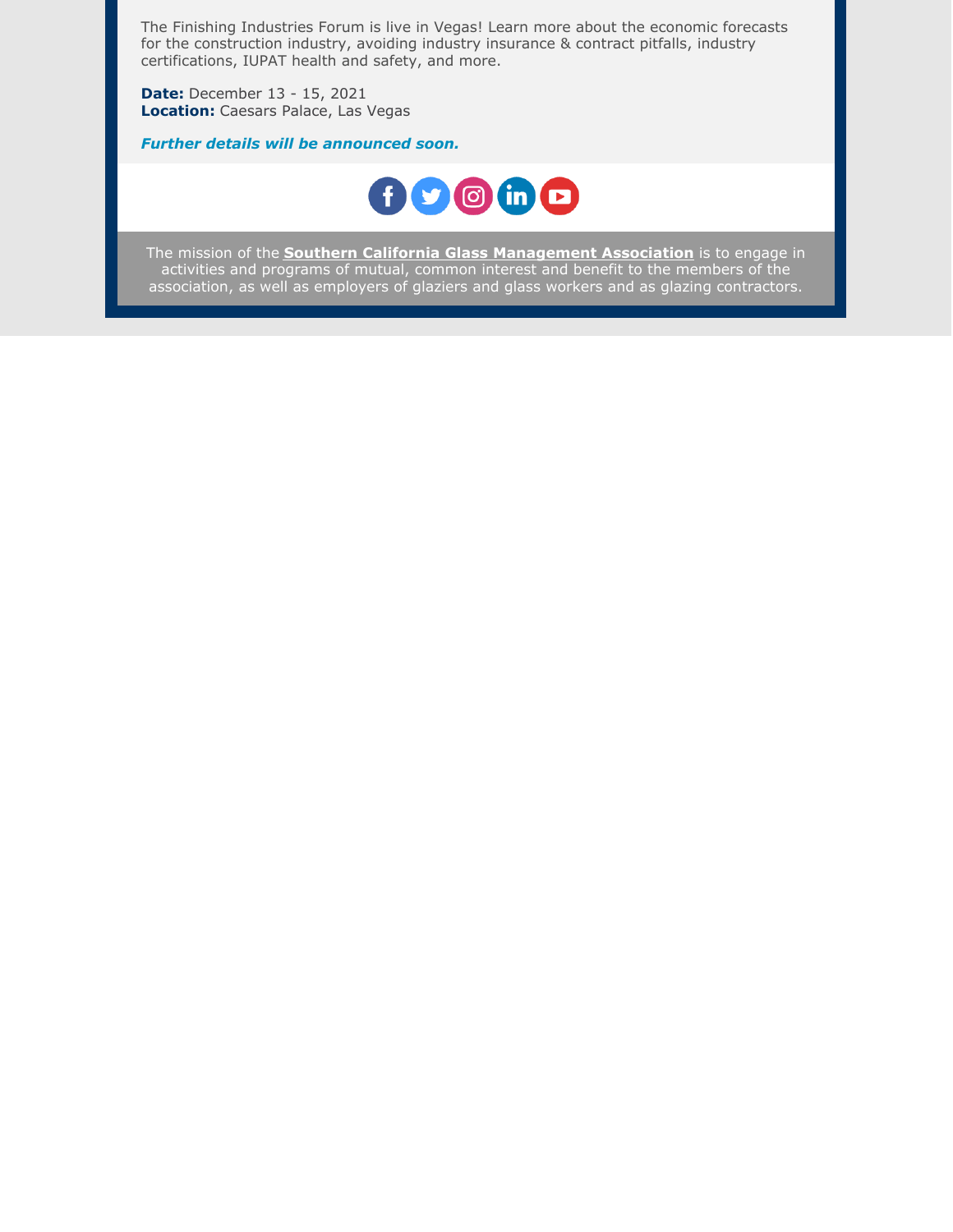The Finishing Industries Forum is live in Vegas! Learn more about the economic forecasts for the construction industry, avoiding industry insurance & contract pitfalls, industry certifications, IUPAT health and safety, and more.

**Date:** December 13 - 15, 2021
**Location:** Caesars Palace, Las Vegas

***Further details will be announced soon.***

The mission of the **Southern California Glass Management Association** is to engage in activities and programs of mutual, common interest and benefit to the members of the association, as well as employers of glaziers and glass workers and as glazing contractors.